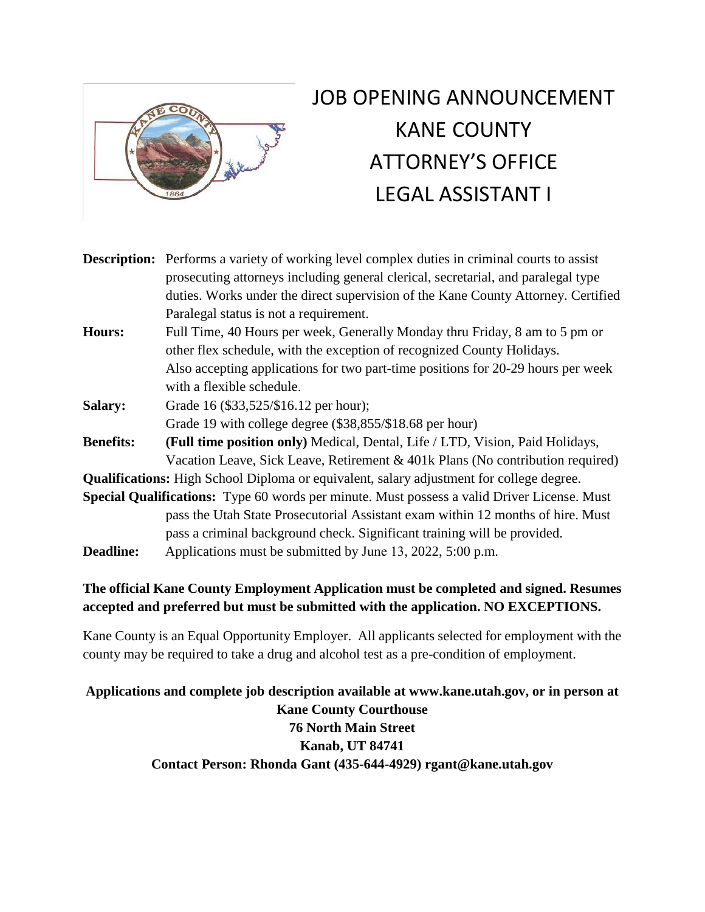# JOB OPENING ANNOUNCEMENT
# KANE COUNTY
# ATTORNEY'S OFFICE
# LEGAL ASSISTANT I

**Description:** Performs a variety of working level complex duties in criminal courts to assist prosecuting attorneys including general clerical, secretarial, and paralegal type duties. Works under the direct supervision of the Kane County Attorney. Certified Paralegal status is not a requirement.

**Hours:** Full Time, 40 Hours per week, Generally Monday thru Friday, 8 am to 5 pm or other flex schedule, with the exception of recognized County Holidays. Also accepting applications for two part-time positions for 20-29 hours per week with a flexible schedule.

**Salary:** Grade 16 ($33,525/$16.12 per hour);
Grade 19 with college degree ($38,855/$18.68 per hour)

**Benefits:** **(Full time position only)** Medical, Dental, Life / LTD, Vision, Paid Holidays, Vacation Leave, Sick Leave, Retirement & 401k Plans (No contribution required)

**Qualifications:** High School Diploma or equivalent, salary adjustment for college degree.

**Special Qualifications:** Type 60 words per minute. Must possess a valid Driver License. Must pass the Utah State Prosecutorial Assistant exam within 12 months of hire. Must pass a criminal background check. Significant training will be provided.

**Deadline:** Applications must be submitted by June 13, 2022, 5:00 p.m.

**The official Kane County Employment Application must be completed and signed. Resumes accepted and preferred but must be submitted with the application. NO EXCEPTIONS.**

Kane County is an Equal Opportunity Employer. All applicants selected for employment with the county may be required to take a drug and alcohol test as a pre-condition of employment.

**Applications and complete job description available at www.kane.utah.gov, or in person at**
**Kane County Courthouse**
**76 North Main Street**
**Kanab, UT 84741**
**Contact Person: Rhonda Gant (435-644-4929) rgant@kane.utah.gov**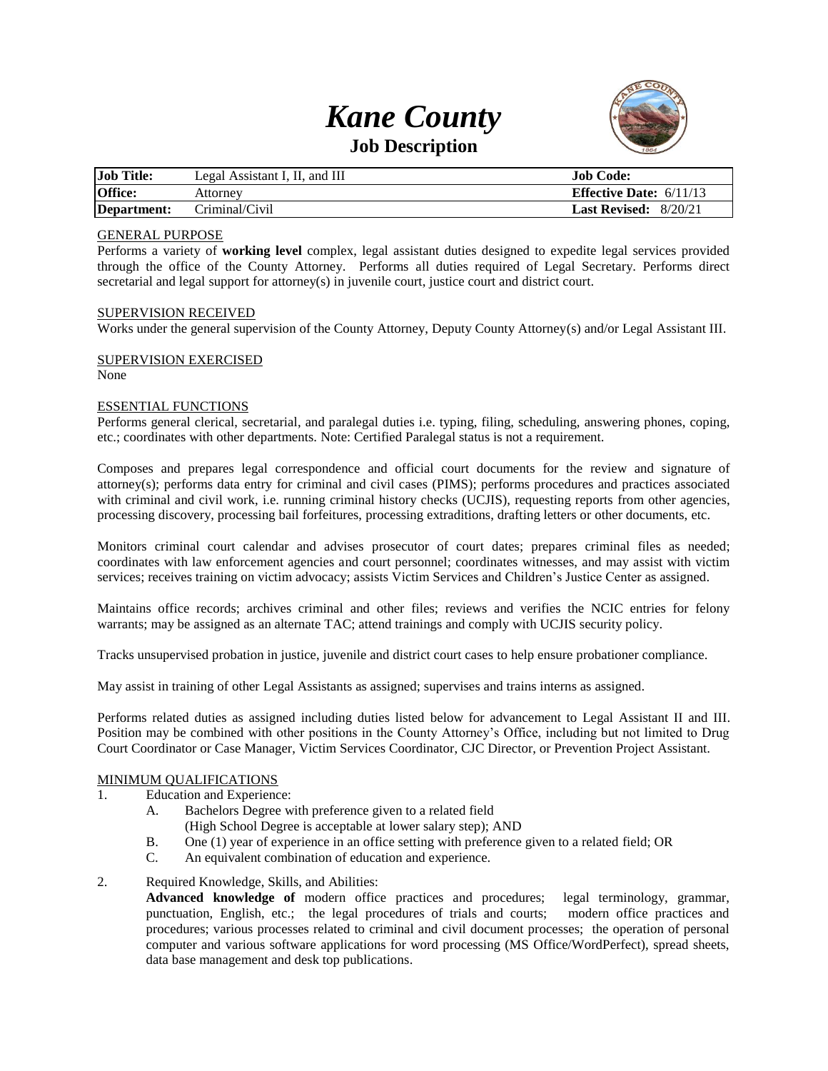# *Kane County*

## Job Description

| **Job Title:** | Legal Assistant I, II, and III | **Job Code:** |
|---|---|---|
| **Office:** | Attorney | **Effective Date:** 6/11/13 |
| **Department:** | Criminal/Civil | **Last Revised:** 8/20/21 |

### GENERAL PURPOSE

Performs a variety of **working level** complex, legal assistant duties designed to expedite legal services provided through the office of the County Attorney. Performs all duties required of Legal Secretary. Performs direct secretarial and legal support for attorney(s) in juvenile court, justice court and district court.

### SUPERVISION RECEIVED

Works under the general supervision of the County Attorney, Deputy County Attorney(s) and/or Legal Assistant III.

### SUPERVISION EXERCISED

None

### ESSENTIAL FUNCTIONS

Performs general clerical, secretarial, and paralegal duties i.e. typing, filing, scheduling, answering phones, coping, etc.; coordinates with other departments. Note: Certified Paralegal status is not a requirement.

Composes and prepares legal correspondence and official court documents for the review and signature of attorney(s); performs data entry for criminal and civil cases (PIMS); performs procedures and practices associated with criminal and civil work, i.e. running criminal history checks (UCJIS), requesting reports from other agencies, processing discovery, processing bail forfeitures, processing extraditions, drafting letters or other documents, etc.

Monitors criminal court calendar and advises prosecutor of court dates; prepares criminal files as needed; coordinates with law enforcement agencies and court personnel; coordinates witnesses, and may assist with victim services; receives training on victim advocacy; assists Victim Services and Children's Justice Center as assigned.

Maintains office records; archives criminal and other files; reviews and verifies the NCIC entries for felony warrants; may be assigned as an alternate TAC; attend trainings and comply with UCJIS security policy.

Tracks unsupervised probation in justice, juvenile and district court cases to help ensure probationer compliance.

May assist in training of other Legal Assistants as assigned; supervises and trains interns as assigned.

Performs related duties as assigned including duties listed below for advancement to Legal Assistant II and III. Position may be combined with other positions in the County Attorney's Office, including but not limited to Drug Court Coordinator or Case Manager, Victim Services Coordinator, CJC Director, or Prevention Project Assistant.

### MINIMUM QUALIFICATIONS

1. Education and Experience:
   - A. Bachelors Degree with preference given to a related field (High School Degree is acceptable at lower salary step); AND
   - B. One (1) year of experience in an office setting with preference given to a related field; OR
   - C. An equivalent combination of education and experience.
2. Required Knowledge, Skills, and Abilities:
   **Advanced knowledge of** modern office practices and procedures; legal terminology, grammar, punctuation, English, etc.; the legal procedures of trials and courts; modern office practices and procedures; various processes related to criminal and civil document processes; the operation of personal computer and various software applications for word processing (MS Office/WordPerfect), spread sheets, data base management and desk top publications.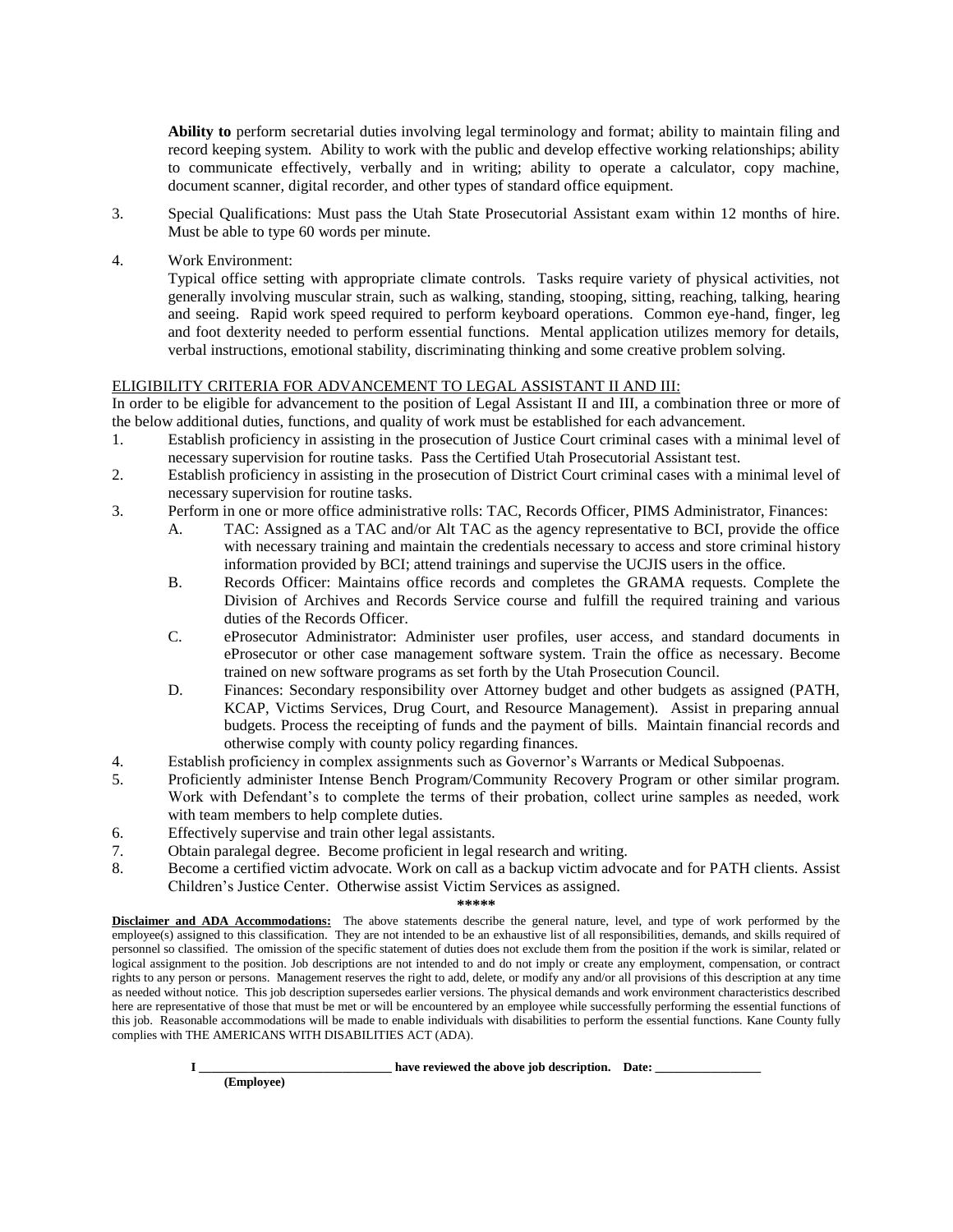**Ability to** perform secretarial duties involving legal terminology and format; ability to maintain filing and record keeping system. Ability to work with the public and develop effective working relationships; ability to communicate effectively, verbally and in writing; ability to operate a calculator, copy machine, document scanner, digital recorder, and other types of standard office equipment.

3. Special Qualifications: Must pass the Utah State Prosecutorial Assistant exam within 12 months of hire. Must be able to type 60 words per minute.

4. Work Environment:
   Typical office setting with appropriate climate controls. Tasks require variety of physical activities, not generally involving muscular strain, such as walking, standing, stooping, sitting, reaching, talking, hearing and seeing. Rapid work speed required to perform keyboard operations. Common eye-hand, finger, leg and foot dexterity needed to perform essential functions. Mental application utilizes memory for details, verbal instructions, emotional stability, discriminating thinking and some creative problem solving.

<u>ELIGIBILITY CRITERIA FOR ADVANCEMENT TO LEGAL ASSISTANT II AND III:</u>

In order to be eligible for advancement to the position of Legal Assistant II and III, a combination three or more of the below additional duties, functions, and quality of work must be established for each advancement.

1. Establish proficiency in assisting in the prosecution of Justice Court criminal cases with a minimal level of necessary supervision for routine tasks. Pass the Certified Utah Prosecutorial Assistant test.
2. Establish proficiency in assisting in the prosecution of District Court criminal cases with a minimal level of necessary supervision for routine tasks.
3. Perform in one or more office administrative rolls: TAC, Records Officer, PIMS Administrator, Finances:
   A. TAC: Assigned as a TAC and/or Alt TAC as the agency representative to BCI, provide the office with necessary training and maintain the credentials necessary to access and store criminal history information provided by BCI; attend trainings and supervise the UCJIS users in the office.
   B. Records Officer: Maintains office records and completes the GRAMA requests. Complete the Division of Archives and Records Service course and fulfill the required training and various duties of the Records Officer.
   C. eProsecutor Administrator: Administer user profiles, user access, and standard documents in eProsecutor or other case management software system. Train the office as necessary. Become trained on new software programs as set forth by the Utah Prosecution Council.
   D. Finances: Secondary responsibility over Attorney budget and other budgets as assigned (PATH, KCAP, Victims Services, Drug Court, and Resource Management). Assist in preparing annual budgets. Process the receipting of funds and the payment of bills. Maintain financial records and otherwise comply with county policy regarding finances.
4. Establish proficiency in complex assignments such as Governor's Warrants or Medical Subpoenas.
5. Proficiently administer Intense Bench Program/Community Recovery Program or other similar program. Work with Defendant's to complete the terms of their probation, collect urine samples as needed, work with team members to help complete duties.
6. Effectively supervise and train other legal assistants.
7. Obtain paralegal degree. Become proficient in legal research and writing.
8. Become a certified victim advocate. Work on call as a backup victim advocate and for PATH clients. Assist Children's Justice Center. Otherwise assist Victim Services as assigned.

*****

**<u>Disclaimer and ADA Accommodations:</u>** The above statements describe the general nature, level, and type of work performed by the employee(s) assigned to this classification. They are not intended to be an exhaustive list of all responsibilities, demands, and skills required of personnel so classified. The omission of the specific statement of duties does not exclude them from the position if the work is similar, related or logical assignment to the position. Job descriptions are not intended to and do not imply or create any employment, compensation, or contract rights to any person or persons. Management reserves the right to add, delete, or modify any and/or all provisions of this description at any time as needed without notice. This job description supersedes earlier versions. The physical demands and work environment characteristics described here are representative of those that must be met or will be encountered by an employee while successfully performing the essential functions of this job. Reasonable accommodations will be made to enable individuals with disabilities to perform the essential functions. Kane County fully complies with THE AMERICANS WITH DISABILITIES ACT (ADA).

**I ______________________________ have reviewed the above job description. Date: ________________**
**(Employee)**